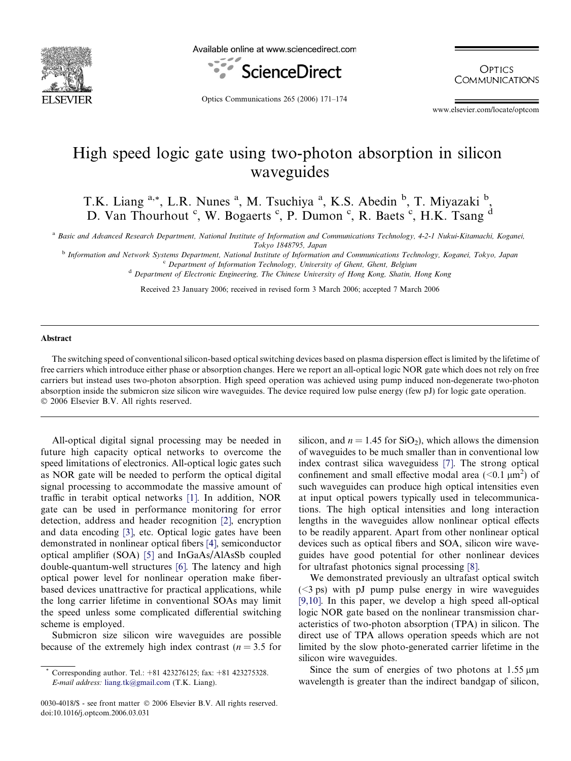# High speed logic gate using two-photon absorption in silicon waveguides

T.K. Liang [a,*], L.R. Nunes [a], M. Tsuchiya [a], K.S. Abedin [b], T. Miyazaki [b], D. Van Thourhout [c], W. Bogaerts [c], P. Dumon [c], R. Baets [c], H.K. Tsang [d]

[a] Basic and Advanced Research Department, National Institute of Information and Communications Technology, 4-2-1 Nukui-Kitamachi, Koganei, Tokyo 1848795, Japan

[b] Information and Network Systems Department, National Institute of Information and Communications Technology, Koganei, Tokyo, Japan

[c] Department of Information Technology, University of Ghent, Ghent, Belgium

[d] Department of Electronic Engineering, The Chinese University of Hong Kong, Shatin, Hong Kong

Received 23 January 2006; received in revised form 3 March 2006; accepted 7 March 2006

## Abstract

The switching speed of conventional silicon-based optical switching devices based on plasma dispersion effect is limited by the lifetime of free carriers which introduce either phase or absorption changes. Here we report an all-optical logic NOR gate which does not rely on free carriers but instead uses two-photon absorption. High speed operation was achieved using pump induced non-degenerate two-photon absorption inside the submicron size silicon wire waveguides. The device required low pulse energy (few pJ) for logic gate operation.
© 2006 Elsevier B.V. All rights reserved.

All-optical digital signal processing may be needed in future high capacity optical networks to overcome the speed limitations of electronics. All-optical logic gates such as NOR gate will be needed to perform the optical digital signal processing to accommodate the massive amount of traffic in terabit optical networks [1]. In addition, NOR gate can be used in performance monitoring for error detection, address and header recognition [2], encryption and data encoding [3], etc. Optical logic gates have been demonstrated in nonlinear optical fibers [4], semiconductor optical amplifier (SOA) [5] and InGaAs/AlAsSb coupled double-quantum-well structures [6]. The latency and high optical power level for nonlinear operation make fiber-based devices unattractive for practical applications, while the long carrier lifetime in conventional SOAs may limit the speed unless some complicated differential switching scheme is employed.

Submicron size silicon wire waveguides are possible because of the extremely high index contrast ($n = 3.5$ for silicon, and $n = 1.45$ for $SiO_2$), which allows the dimension of waveguides to be much smaller than in conventional low index contrast silica waveguidess [7]. The strong optical confinement and small effective modal area ($<0.1\ \mu m^2$) of such waveguides can produce high optical intensities even at input optical powers typically used in telecommunications. The high optical intensities and long interaction lengths in the waveguides allow nonlinear optical effects to be readily apparent. Apart from other nonlinear optical devices such as optical fibers and SOA, silicon wire waveguides have good potential for other nonlinear devices for ultrafast photonics signal processing [8].

We demonstrated previously an ultrafast optical switch (<3 ps) with pJ pump pulse energy in wire waveguides [9,10]. In this paper, we develop a high speed all-optical logic NOR gate based on the nonlinear transmission characteristics of two-photon absorption (TPA) in silicon. The direct use of TPA allows operation speeds which are not limited by the slow photo-generated carrier lifetime in the silicon wire waveguides.

Since the sum of energies of two photons at $1.55\ \mu m$ wavelength is greater than the indirect bandgap of silicon,

* Corresponding author. Tel.: +81 423276125; fax: +81 423275328. E-mail address: liang.tk@gmail.com (T.K. Liang).

0030-4018/$ - see front matter © 2006 Elsevier B.V. All rights reserved.
doi:10.1016/j.optcom.2006.03.031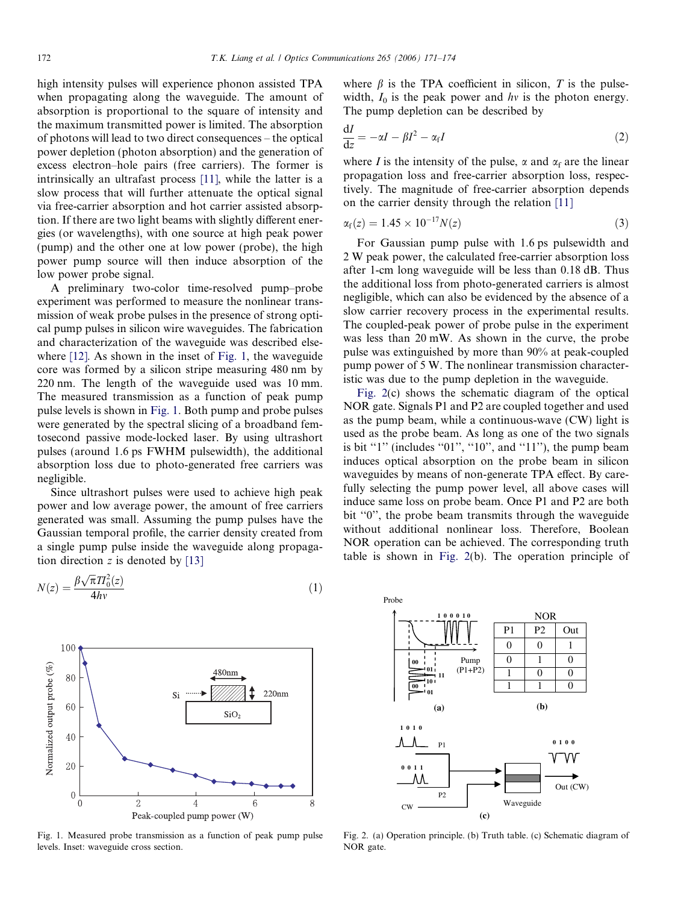high intensity pulses will experience phonon assisted TPA when propagating along the waveguide. The amount of absorption is proportional to the square of intensity and the maximum transmitted power is limited. The absorption of photons will lead to two direct consequences – the optical power depletion (photon absorption) and the generation of excess electron–hole pairs (free carriers). The former is intrinsically an ultrafast process [11], while the latter is a slow process that will further attenuate the optical signal via free-carrier absorption and hot carrier assisted absorption. If there are two light beams with slightly different energies (or wavelengths), with one source at high peak power (pump) and the other one at low power (probe), the high power pump source will then induce absorption of the low power probe signal.

A preliminary two-color time-resolved pump–probe experiment was performed to measure the nonlinear transmission of weak probe pulses in the presence of strong optical pump pulses in silicon wire waveguides. The fabrication and characterization of the waveguide was described elsewhere [12]. As shown in the inset of Fig. 1, the waveguide core was formed by a silicon stripe measuring 480 nm by 220 nm. The length of the waveguide used was 10 mm. The measured transmission as a function of peak pump pulse levels is shown in Fig. 1. Both pump and probe pulses were generated by the spectral slicing of a broadband femtosecond passive mode-locked laser. By using ultrashort pulses (around 1.6 ps FWHM pulsewidth), the additional absorption loss due to photo-generated free carriers was negligible.

Since ultrashort pulses were used to achieve high peak power and low average power, the amount of free carriers generated was small. Assuming the pump pulses have the Gaussian temporal profile, the carrier density created from a single pump pulse inside the waveguide along propagation direction $z$ is denoted by [13]

$$N(z) = \frac{\beta\sqrt{\pi}TI_0^2(z)}{4h\nu} \tag{1}$$

Fig. 1. Measured probe transmission as a function of peak pump pulse levels. Inset: waveguide cross section.

where $\beta$ is the TPA coefficient in silicon, $T$ is the pulse-width, $I_0$ is the peak power and $h\nu$ is the photon energy. The pump depletion can be described by

$$\frac{\mathrm{d}I}{\mathrm{d}z} = -\alpha I - \beta I^2 - \alpha_f I \tag{2}$$

where $I$ is the intensity of the pulse, $\alpha$ and $\alpha_f$ are the linear propagation loss and free-carrier absorption loss, respectively. The magnitude of free-carrier absorption depends on the carrier density through the relation [11]

$$\alpha_f(z) = 1.45 \times 10^{-17} N(z) \tag{3}$$

For Gaussian pump pulse with 1.6 ps pulsewidth and 2 W peak power, the calculated free-carrier absorption loss after 1-cm long waveguide will be less than 0.18 dB. Thus the additional loss from photo-generated carriers is almost negligible, which can also be evidenced by the absence of a slow carrier recovery process in the experimental results. The coupled-peak power of probe pulse in the experiment was less than 20 mW. As shown in the curve, the probe pulse was extinguished by more than 90% at peak-coupled pump power of 5 W. The nonlinear transmission characteristic was due to the pump depletion in the waveguide.

Fig. 2(c) shows the schematic diagram of the optical NOR gate. Signals P1 and P2 are coupled together and used as the pump beam, while a continuous-wave (CW) light is used as the probe beam. As long as one of the two signals is bit "1" (includes "01", "10", and "11"), the pump beam induces optical absorption on the probe beam in silicon waveguides by means of non-generate TPA effect. By carefully selecting the pump power level, all above cases will induce same loss on probe beam. Once P1 and P2 are both bit "0", the probe beam transmits through the waveguide without additional nonlinear loss. Therefore, Boolean NOR operation can be achieved. The corresponding truth table is shown in Fig. 2(b). The operation principle of

| NOR | | |
|---|---|---|
| P1 | P2 | Out |
| 0 | 0 | 1 |
| 0 | 1 | 0 |
| 1 | 0 | 0 |
| 1 | 1 | 0 |

Fig. 2. (a) Operation principle. (b) Truth table. (c) Schematic diagram of NOR gate.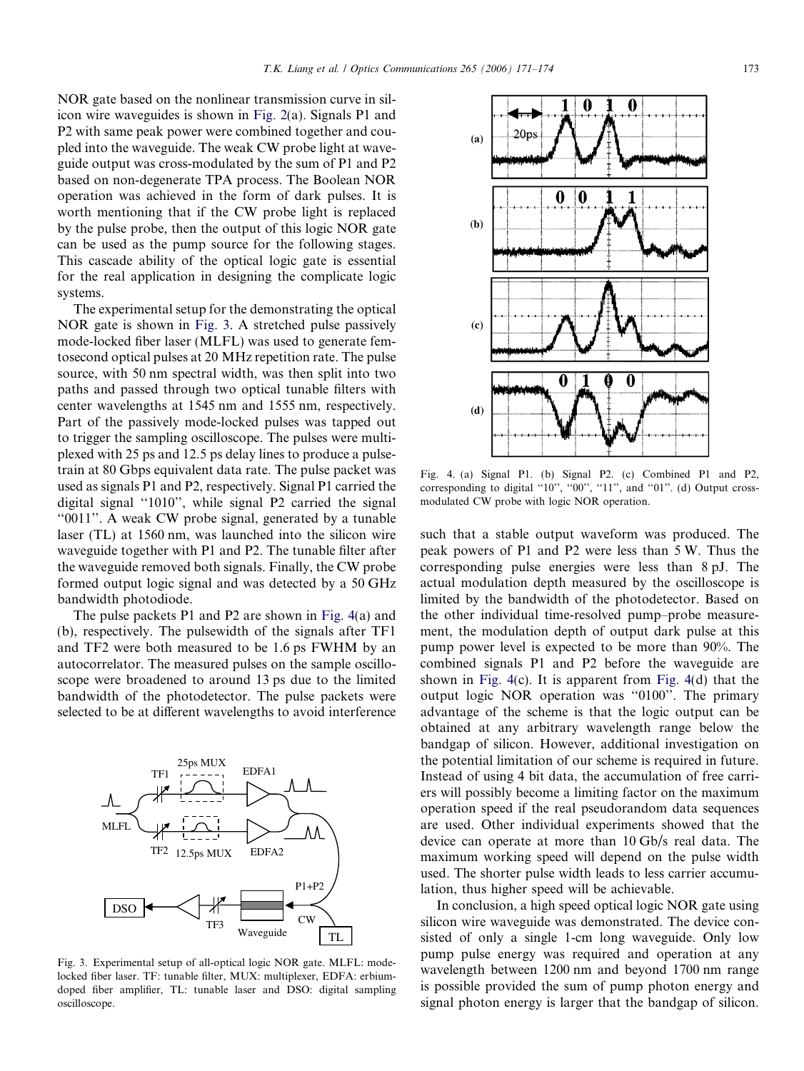NOR gate based on the nonlinear transmission curve in silicon wire waveguides is shown in Fig. 2(a). Signals P1 and P2 with same peak power were combined together and coupled into the waveguide. The weak CW probe light at waveguide output was cross-modulated by the sum of P1 and P2 based on non-degenerate TPA process. The Boolean NOR operation was achieved in the form of dark pulses. It is worth mentioning that if the CW probe light is replaced by the pulse probe, then the output of this logic NOR gate can be used as the pump source for the following stages. This cascade ability of the optical logic gate is essential for the real application in designing the complicate logic systems.

The experimental setup for the demonstrating the optical NOR gate is shown in Fig. 3. A stretched pulse passively mode-locked fiber laser (MLFL) was used to generate femtosecond optical pulses at 20 MHz repetition rate. The pulse source, with 50 nm spectral width, was then split into two paths and passed through two optical tunable filters with center wavelengths at 1545 nm and 1555 nm, respectively. Part of the passively mode-locked pulses was tapped out to trigger the sampling oscilloscope. The pulses were multiplexed with 25 ps and 12.5 ps delay lines to produce a pulse-train at 80 Gbps equivalent data rate. The pulse packet was used as signals P1 and P2, respectively. Signal P1 carried the digital signal "1010", while signal P2 carried the signal "0011". A weak CW probe signal, generated by a tunable laser (TL) at 1560 nm, was launched into the silicon wire waveguide together with P1 and P2. The tunable filter after the waveguide removed both signals. Finally, the CW probe formed output logic signal and was detected by a 50 GHz bandwidth photodiode.

The pulse packets P1 and P2 are shown in Fig. 4(a) and (b), respectively. The pulsewidth of the signals after TF1 and TF2 were both measured to be 1.6 ps FWHM by an autocorrelator. The measured pulses on the sample oscilloscope were broadened to around 13 ps due to the limited bandwidth of the photodetector. The pulse packets were selected to be at different wavelengths to avoid interference

Fig. 3. Experimental setup of all-optical logic NOR gate. MLFL: mode-locked fiber laser. TF: tunable filter, MUX: multiplexer, EDFA: erbium-doped fiber amplifier, TL: tunable laser and DSO: digital sampling oscilloscope.

Fig. 4. (a) Signal P1. (b) Signal P2. (c) Combined P1 and P2, corresponding to digital "10", "00", "11", and "01". (d) Output cross-modulated CW probe with logic NOR operation.

such that a stable output waveform was produced. The peak powers of P1 and P2 were less than 5 W. Thus the corresponding pulse energies were less than 8 pJ. The actual modulation depth measured by the oscilloscope is limited by the bandwidth of the photodetector. Based on the other individual time-resolved pump–probe measurement, the modulation depth of output dark pulse at this pump power level is expected to be more than 90%. The combined signals P1 and P2 before the waveguide are shown in Fig. 4(c). It is apparent from Fig. 4(d) that the output logic NOR operation was "0100". The primary advantage of the scheme is that the logic output can be obtained at any arbitrary wavelength range below the bandgap of silicon. However, additional investigation on the potential limitation of our scheme is required in future. Instead of using 4 bit data, the accumulation of free carriers will possibly become a limiting factor on the maximum operation speed if the real pseudorandom data sequences are used. Other individual experiments showed that the device can operate at more than 10 Gb/s real data. The maximum working speed will depend on the pulse width used. The shorter pulse width leads to less carrier accumulation, thus higher speed will be achievable.

In conclusion, a high speed optical logic NOR gate using silicon wire waveguide was demonstrated. The device consisted of only a single 1-cm long waveguide. Only low pump pulse energy was required and operation at any wavelength between 1200 nm and beyond 1700 nm range is possible provided the sum of pump photon energy and signal photon energy is larger that the bandgap of silicon.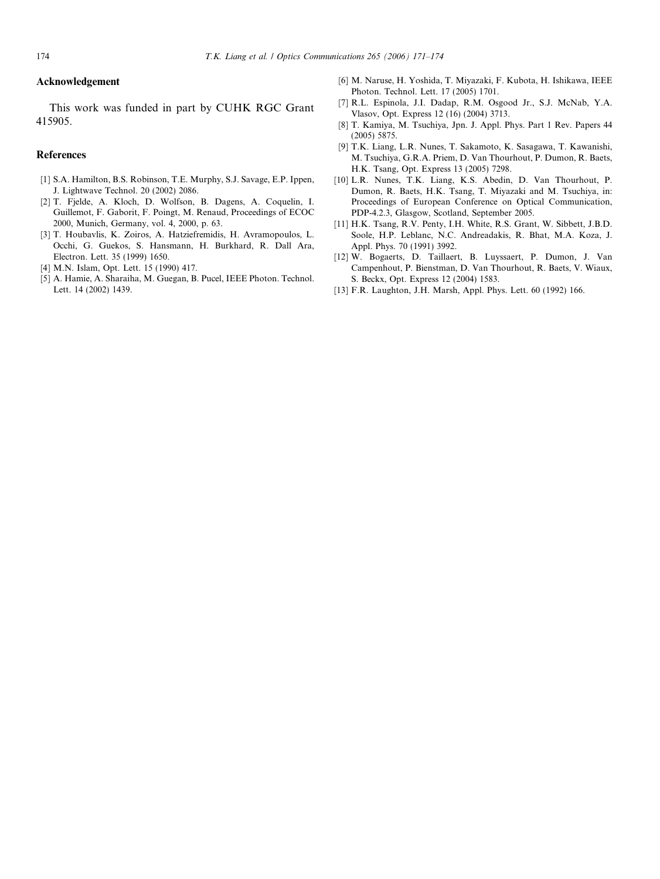## Acknowledgement

This work was funded in part by CUHK RGC Grant 415905.

## References

[1] S.A. Hamilton, B.S. Robinson, T.E. Murphy, S.J. Savage, E.P. Ippen, J. Lightwave Technol. 20 (2002) 2086.

[2] T. Fjelde, A. Kloch, D. Wolfson, B. Dagens, A. Coquelin, I. Guillemot, F. Gaborit, F. Poingt, M. Renaud, Proceedings of ECOC 2000, Munich, Germany, vol. 4, 2000, p. 63.

[3] T. Houbavlis, K. Zoiros, A. Hatziefremidis, H. Avramopoulos, L. Occhi, G. Guekos, S. Hansmann, H. Burkhard, R. Dall Ara, Electron. Lett. 35 (1999) 1650.

[4] M.N. Islam, Opt. Lett. 15 (1990) 417.

[5] A. Hamie, A. Sharaiha, M. Guegan, B. Pucel, IEEE Photon. Technol. Lett. 14 (2002) 1439.

[6] M. Naruse, H. Yoshida, T. Miyazaki, F. Kubota, H. Ishikawa, IEEE Photon. Technol. Lett. 17 (2005) 1701.

[7] R.L. Espinola, J.I. Dadap, R.M. Osgood Jr., S.J. McNab, Y.A. Vlasov, Opt. Express 12 (16) (2004) 3713.

[8] T. Kamiya, M. Tsuchiya, Jpn. J. Appl. Phys. Part 1 Rev. Papers 44 (2005) 5875.

[9] T.K. Liang, L.R. Nunes, T. Sakamoto, K. Sasagawa, T. Kawanishi, M. Tsuchiya, G.R.A. Priem, D. Van Thourhout, P. Dumon, R. Baets, H.K. Tsang, Opt. Express 13 (2005) 7298.

[10] L.R. Nunes, T.K. Liang, K.S. Abedin, D. Van Thourhout, P. Dumon, R. Baets, H.K. Tsang, T. Miyazaki and M. Tsuchiya, in: Proceedings of European Conference on Optical Communication, PDP-4.2.3, Glasgow, Scotland, September 2005.

[11] H.K. Tsang, R.V. Penty, I.H. White, R.S. Grant, W. Sibbett, J.B.D. Soole, H.P. Leblanc, N.C. Andreadakis, R. Bhat, M.A. Koza, J. Appl. Phys. 70 (1991) 3992.

[12] W. Bogaerts, D. Taillaert, B. Luyssaert, P. Dumon, J. Van Campenhout, P. Bienstman, D. Van Thourhout, R. Baets, V. Wiaux, S. Beckx, Opt. Express 12 (2004) 1583.

[13] F.R. Laughton, J.H. Marsh, Appl. Phys. Lett. 60 (1992) 166.